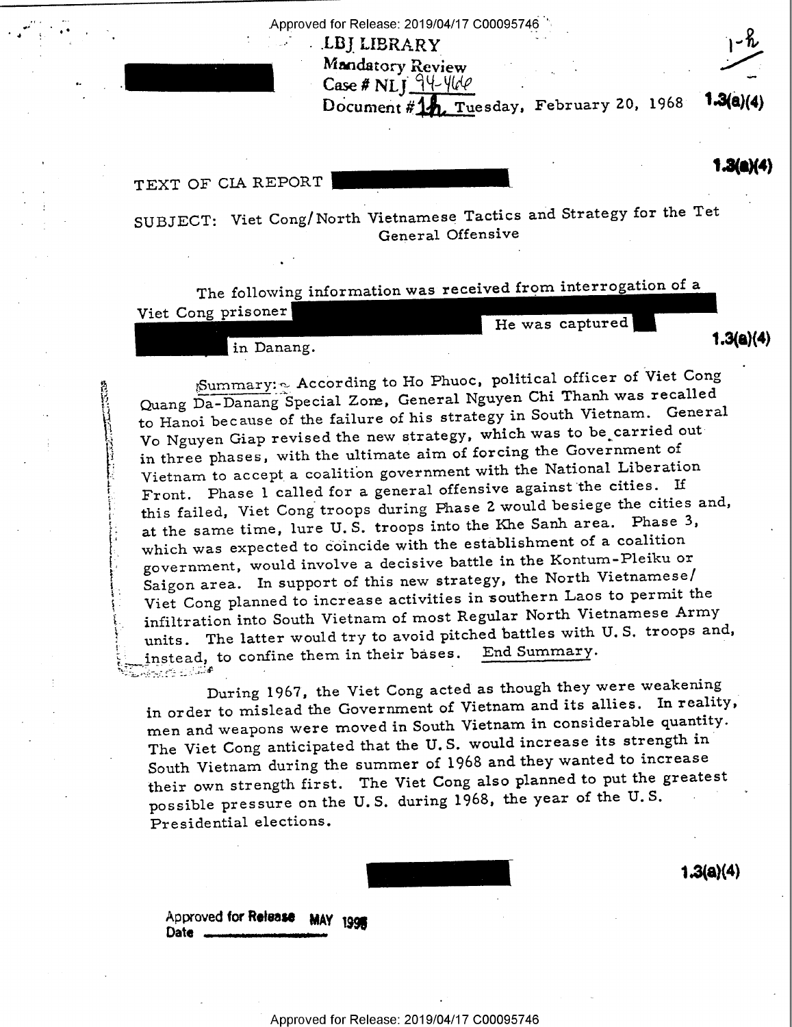LBJ LIBRARY
Mandatory Review
Case # NLJ 94-466
Document # 1h Tuesday, February 20, 1968 1.3(a)(4)

1-h

1.3(a)(4)

TEXT OF CIA REPORT

SUBJECT: Viet Cong/North Vietnamese Tactics and Strategy for the Tet General Offensive

The following information was received from interrogation of a Viet Cong prisoner He was captured in Danang. 1.3(a)(4)

Summary: According to Ho Phuoc, political officer of Viet Cong Quang Da-Danang Special Zone, General Nguyen Chi Thanh was recalled to Hanoi because of the failure of his strategy in South Vietnam. General Vo Nguyen Giap revised the new strategy, which was to be carried out in three phases, with the ultimate aim of forcing the Government of Vietnam to accept a coalition government with the National Liberation Front. Phase 1 called for a general offensive against the cities. If this failed, Viet Cong troops during Phase 2 would besiege the cities and, at the same time, lure U.S. troops into the Khe Sanh area. Phase 3, which was expected to coincide with the establishment of a coalition government, would involve a decisive battle in the Kontum-Pleiku or Saigon area. In support of this new strategy, the North Vietnamese/Viet Cong planned to increase activities in southern Laos to permit the infiltration into South Vietnam of most Regular North Vietnamese Army units. The latter would try to avoid pitched battles with U.S. troops and, instead, to confine them in their bases. End Summary.

During 1967, the Viet Cong acted as though they were weakening in order to mislead the Government of Vietnam and its allies. In reality, men and weapons were moved in South Vietnam in considerable quantity. The Viet Cong anticipated that the U.S. would increase its strength in South Vietnam during the summer of 1968 and they wanted to increase their own strength first. The Viet Cong also planned to put the greatest possible pressure on the U.S. during 1968, the year of the U.S. Presidential elections.

1.3(a)(4)

Approved for Release MAY 1998
Date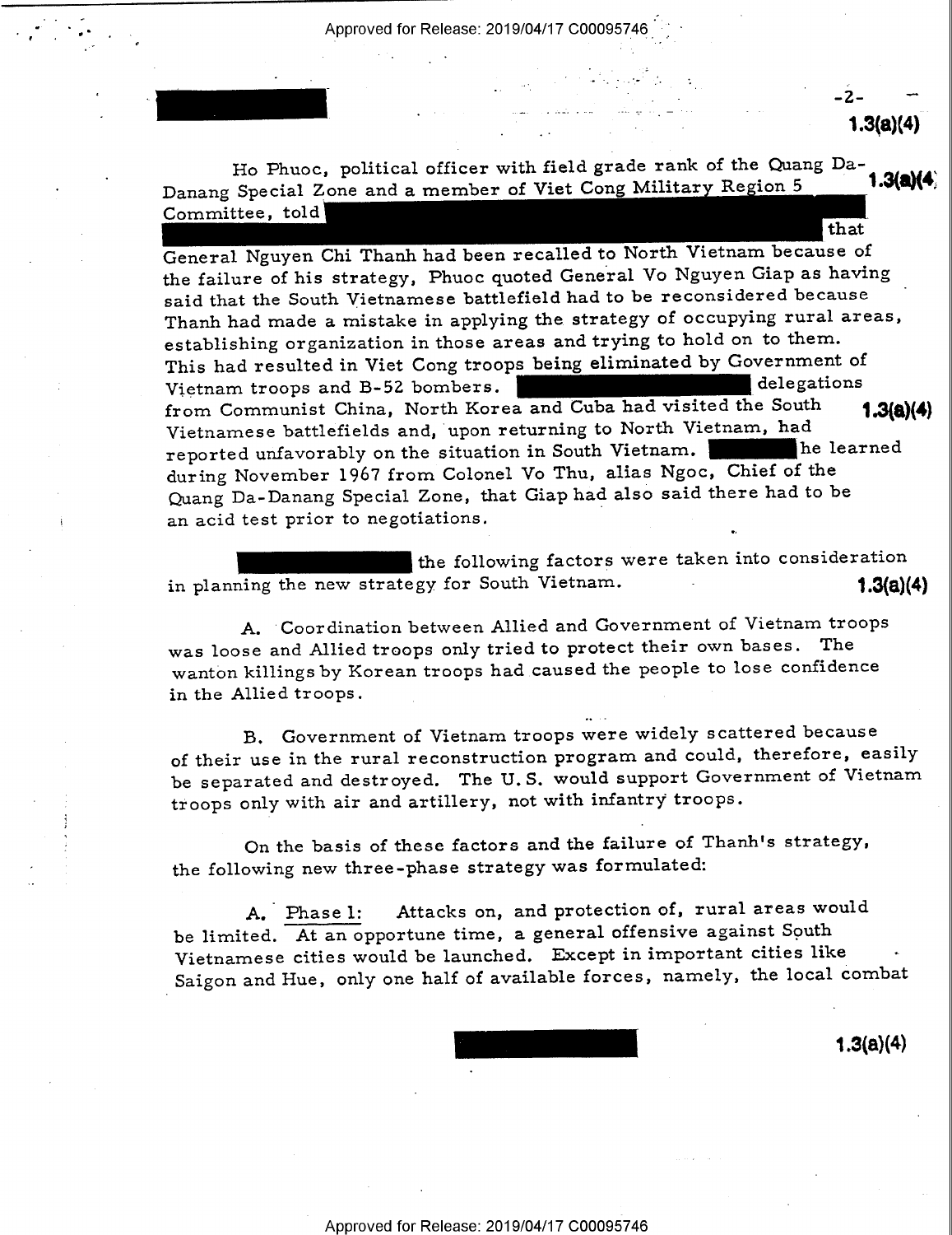Ho Phuoc, political officer with field grade rank of the Quang Da-Danang Special Zone and a member of Viet Cong Military Region 5 Committee, told that General Nguyen Chi Thanh had been recalled to North Vietnam because of the failure of his strategy, Phuoc quoted General Vo Nguyen Giap as having said that the South Vietnamese battlefield had to be reconsidered because Thanh had made a mistake in applying the strategy of occupying rural areas, establishing organization in those areas and trying to hold on to them. This had resulted in Viet Cong troops being eliminated by Government of Vietnam troops and B-52 bombers. delegations from Communist China, North Korea and Cuba had visited the South Vietnamese battlefields and, upon returning to North Vietnam, had reported unfavorably on the situation in South Vietnam. he learned during November 1967 from Colonel Vo Thu, alias Ngoc, Chief of the Quang Da-Danang Special Zone, that Giap had also said there had to be an acid test prior to negotiations.

the following factors were taken into consideration in planning the new strategy for South Vietnam.

A. Coordination between Allied and Government of Vietnam troops was loose and Allied troops only tried to protect their own bases. The wanton killings by Korean troops had caused the people to lose confidence in the Allied troops.

B. Government of Vietnam troops were widely scattered because of their use in the rural reconstruction program and could, therefore, easily be separated and destroyed. The U.S. would support Government of Vietnam troops only with air and artillery, not with infantry troops.

On the basis of these factors and the failure of Thanh's strategy, the following new three-phase strategy was formulated:

A. Phase 1: Attacks on, and protection of, rural areas would be limited. At an opportune time, a general offensive against South Vietnamese cities would be launched. Except in important cities like Saigon and Hue, only one half of available forces, namely, the local combat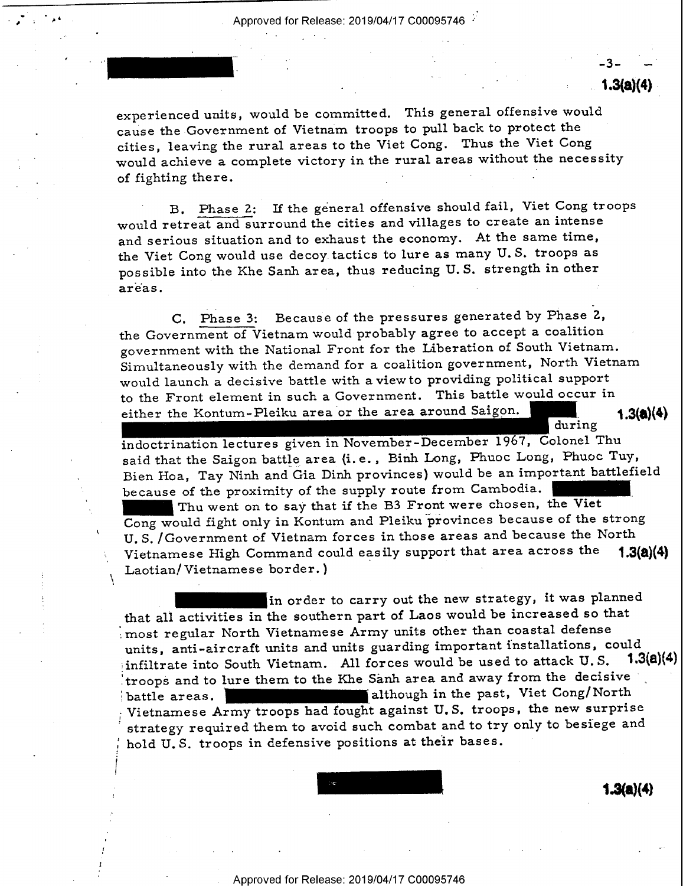experienced units, would be committed. This general offensive would cause the Government of Vietnam troops to pull back to protect the cities, leaving the rural areas to the Viet Cong. Thus the Viet Cong would achieve a complete victory in the rural areas without the necessity of fighting there.

B. Phase 2: If the general offensive should fail, Viet Cong troops would retreat and surround the cities and villages to create an intense and serious situation and to exhaust the economy. At the same time, the Viet Cong would use decoy tactics to lure as many U.S. troops as possible into the Khe Sanh area, thus reducing U.S. strength in other areas.

C. Phase 3: Because of the pressures generated by Phase 2, the Government of Vietnam would probably agree to accept a coalition government with the National Front for the Liberation of South Vietnam. Simultaneously with the demand for a coalition government, North Vietnam would launch a decisive battle with a view to providing political support to the Front element in such a Government. This battle would occur in either the Kontum-Pleiku area or the area around Saigon. [REDACTED] 1.3(a)(4) during indoctrination lectures given in November-December 1967, Colonel Thu said that the Saigon battle area (i.e., Binh Long, Phuoc Long, Phuoc Tuy, Bien Hoa, Tay Ninh and Gia Dinh provinces) would be an important battlefield because of the proximity of the supply route from Cambodia. [REDACTED] Thu went on to say that if the B3 Front were chosen, the Viet Cong would fight only in Kontum and Pleiku provinces because of the strong U.S./Government of Vietnam forces in those areas and because the North Vietnamese High Command could easily support that area across the Laotian/Vietnamese border.) 1.3(a)(4)

[REDACTED] in order to carry out the new strategy, it was planned that all activities in the southern part of Laos would be increased so that most regular North Vietnamese Army units other than coastal defense units, anti-aircraft units and units guarding important installations, could infiltrate into South Vietnam. All forces would be used to attack U.S. troops and to lure them to the Khe Sanh area and away from the decisive battle areas. [REDACTED] although in the past, Viet Cong/North Vietnamese Army troops had fought against U.S. troops, the new surprise strategy required them to avoid such combat and to try only to besiege and hold U.S. troops in defensive positions at their bases. 1.3(a)(4)

1.3(a)(4)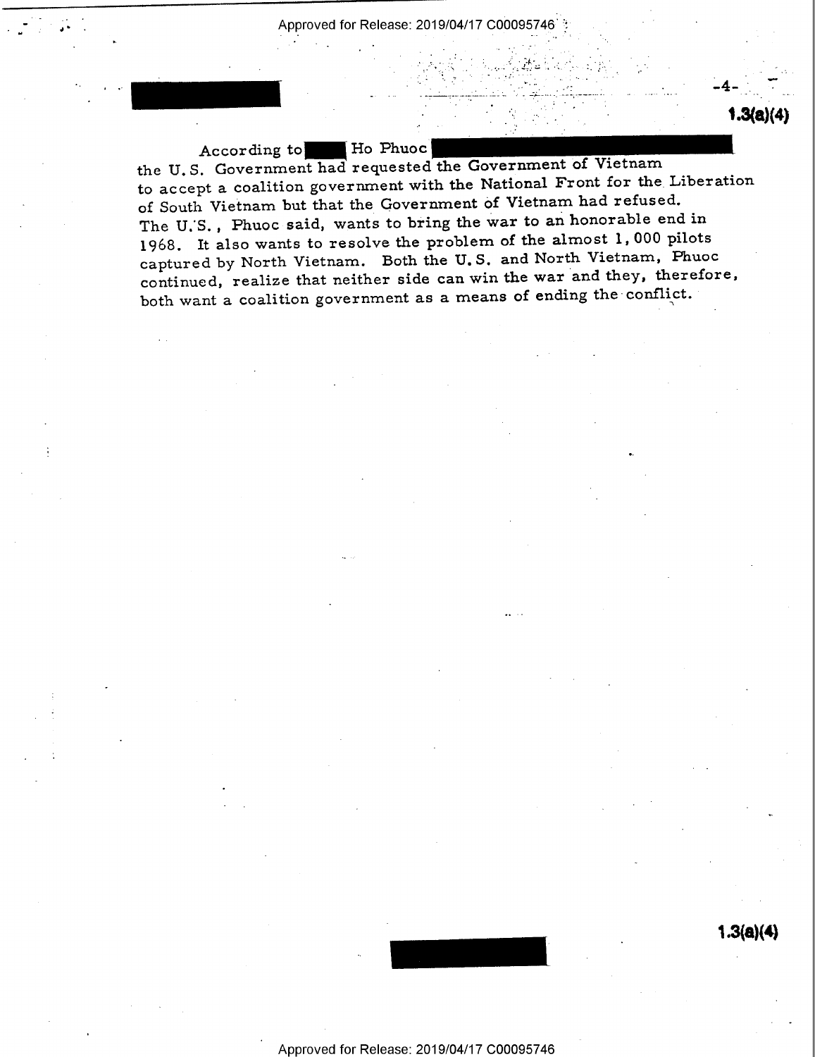According to [redacted] Ho Phuoc [redacted] the U.S. Government had requested the Government of Vietnam to accept a coalition government with the National Front for the Liberation of South Vietnam but that the Government of Vietnam had refused. The U.S., Phuoc said, wants to bring the war to an honorable end in 1968. It also wants to resolve the problem of the almost 1,000 pilots captured by North Vietnam. Both the U.S. and North Vietnam, Phuoc continued, realize that neither side can win the war and they, therefore, both want a coalition government as a means of ending the conflict.